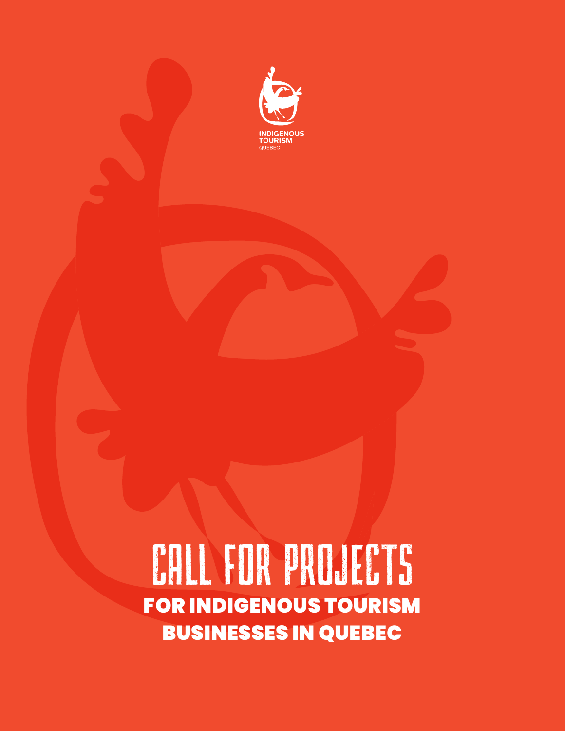INDIGENOUS TOURISM QUEBEC

# CALL FOR PROJECTS

## FOR INDIGENOUS TOURISM BUSINESSES IN QUEBEC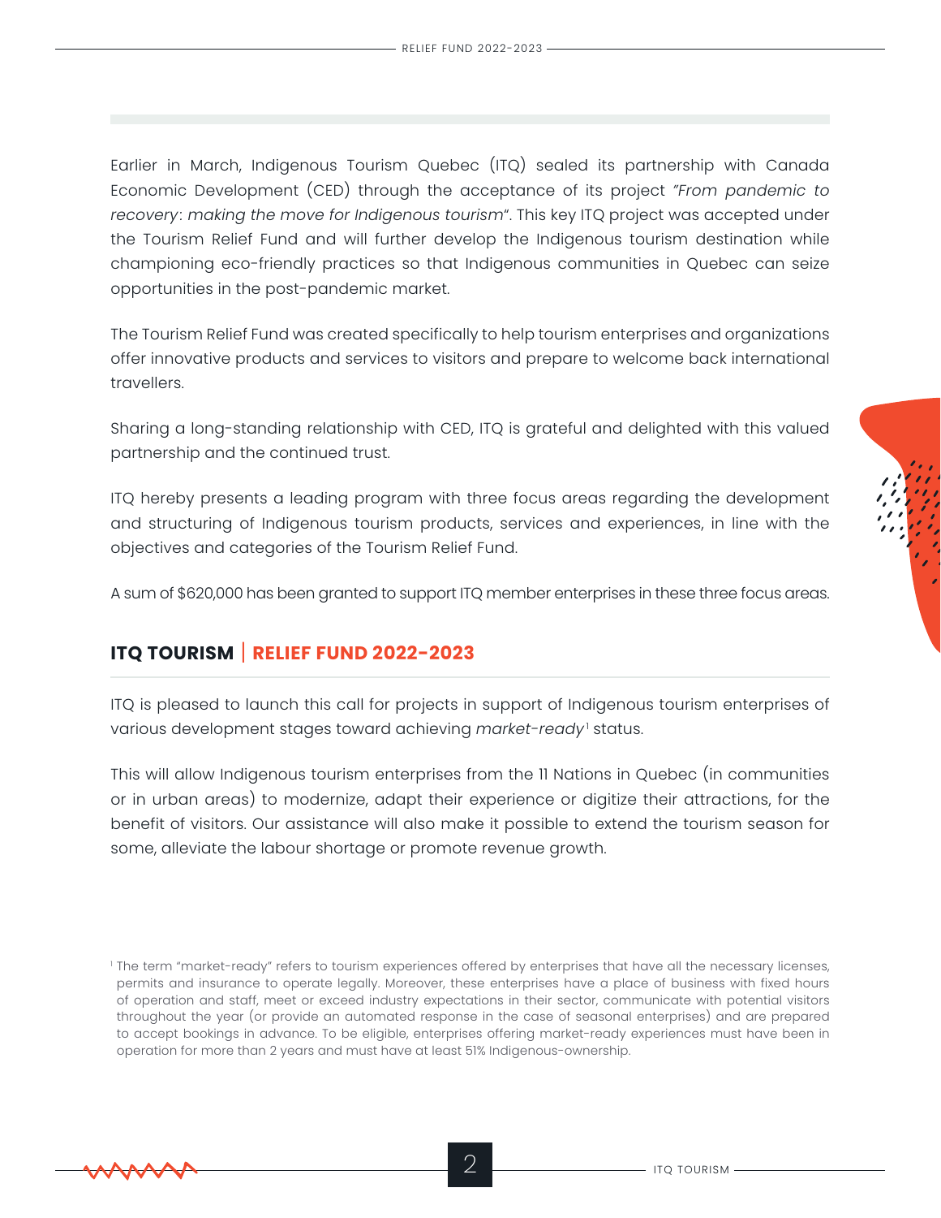Earlier in March, Indigenous Tourism Quebec (ITQ) sealed its partnership with Canada Economic Development (CED) through the acceptance of its project *"From pandemic to recovery: making the move for Indigenous tourism"*. This key ITQ project was accepted under the Tourism Relief Fund and will further develop the Indigenous tourism destination while championing eco-friendly practices so that Indigenous communities in Quebec can seize opportunities in the post-pandemic market.

The Tourism Relief Fund was created specifically to help tourism enterprises and organizations offer innovative products and services to visitors and prepare to welcome back international travellers.

Sharing a long-standing relationship with CED, ITQ is grateful and delighted with this valued partnership and the continued trust.

ITQ hereby presents a leading program with three focus areas regarding the development and structuring of Indigenous tourism products, services and experiences, in line with the objectives and categories of the Tourism Relief Fund.

A sum of $620,000 has been granted to support ITQ member enterprises in these three focus areas.

## ITQ TOURISM | RELIEF FUND 2022-2023

ITQ is pleased to launch this call for projects in support of Indigenous tourism enterprises of various development stages toward achieving *market-ready*[1] status.

This will allow Indigenous tourism enterprises from the 11 Nations in Quebec (in communities or in urban areas) to modernize, adapt their experience or digitize their attractions, for the benefit of visitors. Our assistance will also make it possible to extend the tourism season for some, alleviate the labour shortage or promote revenue growth.

[1] The term "market-ready" refers to tourism experiences offered by enterprises that have all the necessary licenses, permits and insurance to operate legally. Moreover, these enterprises have a place of business with fixed hours of operation and staff, meet or exceed industry expectations in their sector, communicate with potential visitors throughout the year (or provide an automated response in the case of seasonal enterprises) and are prepared to accept bookings in advance. To be eligible, enterprises offering market-ready experiences must have been in operation for more than 2 years and must have at least 51% Indigenous-ownership.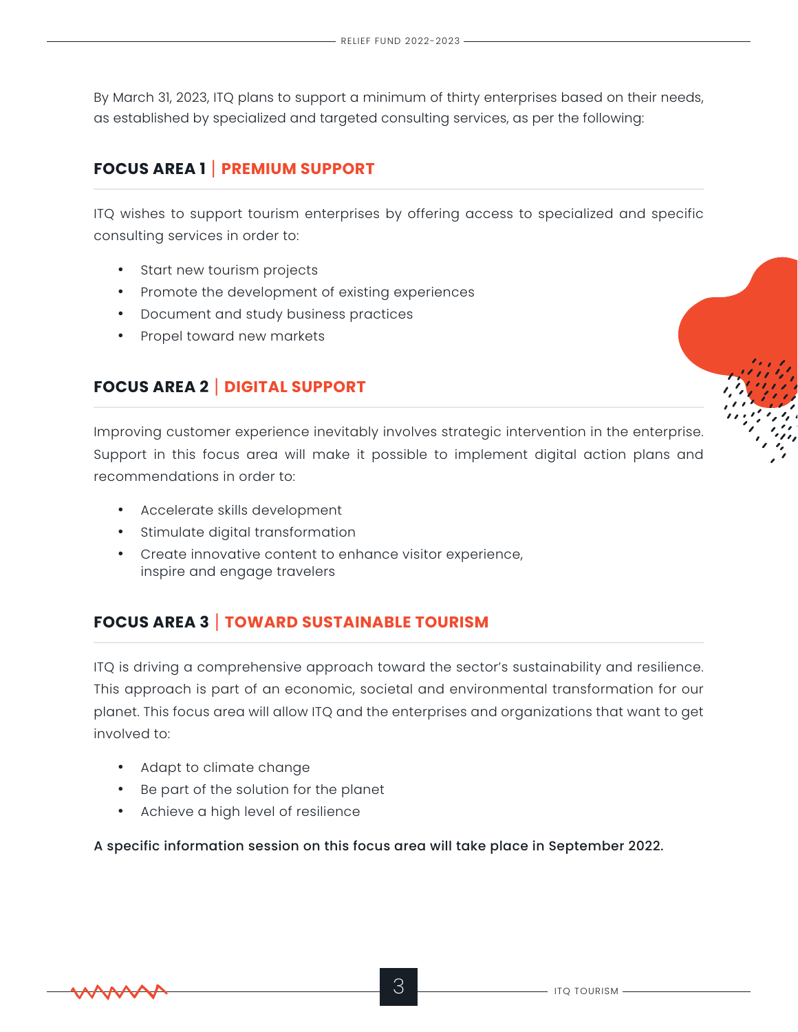By March 31, 2023, ITQ plans to support a minimum of thirty enterprises based on their needs, as established by specialized and targeted consulting services, as per the following:

## FOCUS AREA 1 | PREMIUM SUPPORT

ITQ wishes to support tourism enterprises by offering access to specialized and specific consulting services in order to:

- Start new tourism projects
- Promote the development of existing experiences
- Document and study business practices
- Propel toward new markets

## FOCUS AREA 2 | DIGITAL SUPPORT

Improving customer experience inevitably involves strategic intervention in the enterprise. Support in this focus area will make it possible to implement digital action plans and recommendations in order to:

- Accelerate skills development
- Stimulate digital transformation
- Create innovative content to enhance visitor experience, inspire and engage travelers

## FOCUS AREA 3 | TOWARD SUSTAINABLE TOURISM

ITQ is driving a comprehensive approach toward the sector's sustainability and resilience. This approach is part of an economic, societal and environmental transformation for our planet. This focus area will allow ITQ and the enterprises and organizations that want to get involved to:

- Adapt to climate change
- Be part of the solution for the planet
- Achieve a high level of resilience

**A specific information session on this focus area will take place in September 2022.**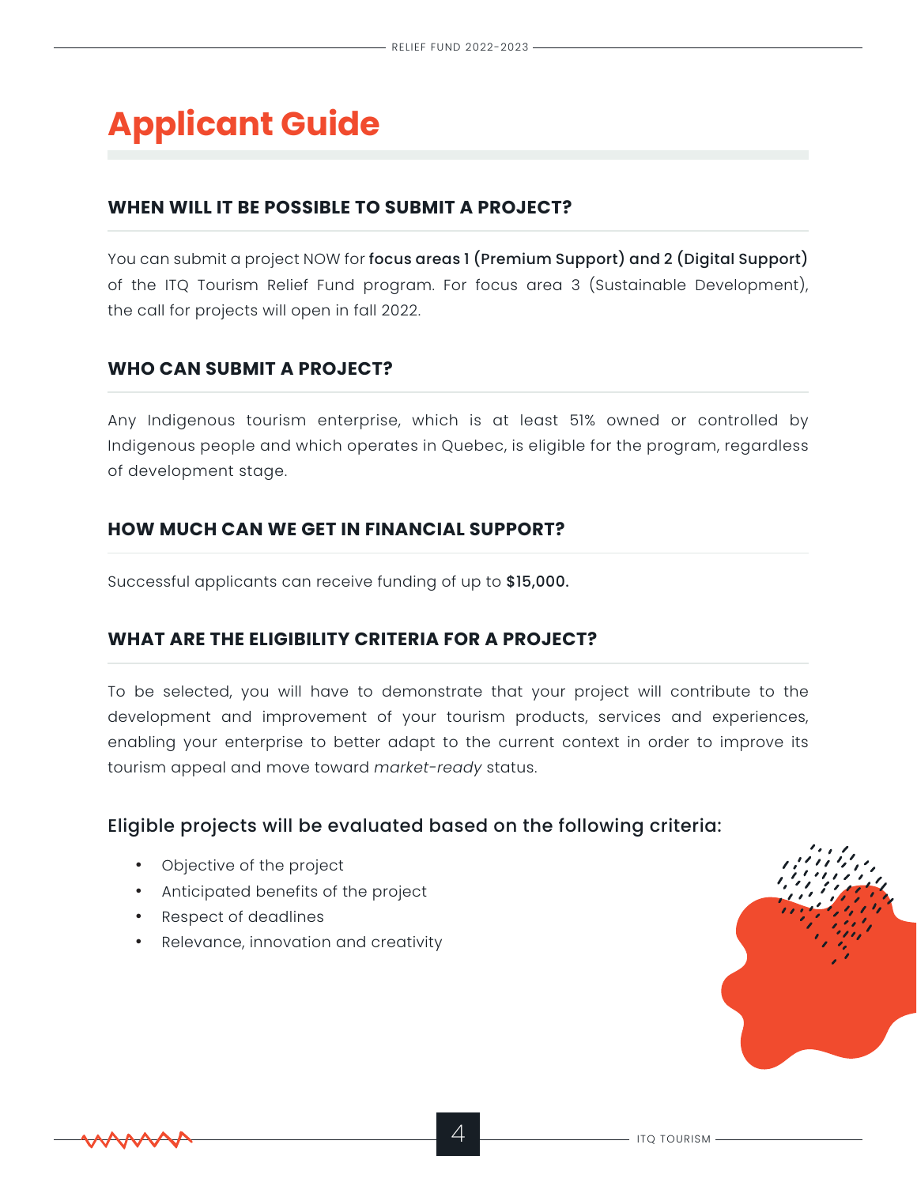# Applicant Guide

### WHEN WILL IT BE POSSIBLE TO SUBMIT A PROJECT?

You can submit a project NOW for **focus areas 1 (Premium Support) and 2 (Digital Support)** of the ITQ Tourism Relief Fund program. For focus area 3 (Sustainable Development), the call for projects will open in fall 2022.

### WHO CAN SUBMIT A PROJECT?

Any Indigenous tourism enterprise, which is at least 51% owned or controlled by Indigenous people and which operates in Quebec, is eligible for the program, regardless of development stage.

### HOW MUCH CAN WE GET IN FINANCIAL SUPPORT?

Successful applicants can receive funding of up to **$15,000.**

### WHAT ARE THE ELIGIBILITY CRITERIA FOR A PROJECT?

To be selected, you will have to demonstrate that your project will contribute to the development and improvement of your tourism products, services and experiences, enabling your enterprise to better adapt to the current context in order to improve its tourism appeal and move toward *market-ready* status.

#### Eligible projects will be evaluated based on the following criteria:

- Objective of the project
- Anticipated benefits of the project
- Respect of deadlines
- Relevance, innovation and creativity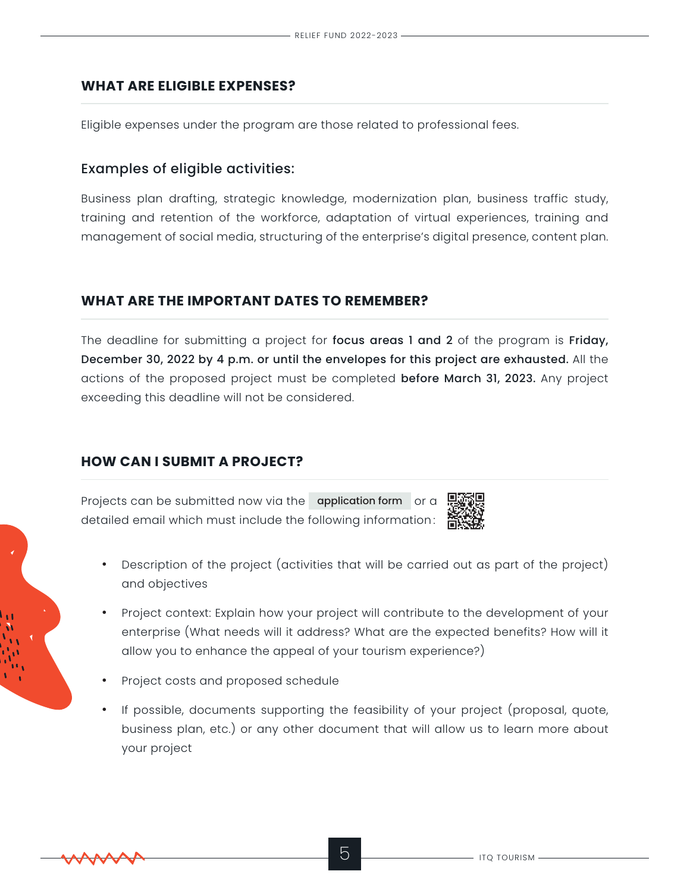## WHAT ARE ELIGIBLE EXPENSES?

Eligible expenses under the program are those related to professional fees.

### Examples of eligible activities:

Business plan drafting, strategic knowledge, modernization plan, business traffic study, training and retention of the workforce, adaptation of virtual experiences, training and management of social media, structuring of the enterprise's digital presence, content plan.

## WHAT ARE THE IMPORTANT DATES TO REMEMBER?

The deadline for submitting a project for **focus areas 1 and 2** of the program is **Friday, December 30, 2022 by 4 p.m. or until the envelopes for this project are exhausted.** All the actions of the proposed project must be completed **before March 31, 2023.** Any project exceeding this deadline will not be considered.

## HOW CAN I SUBMIT A PROJECT?

Projects can be submitted now via the **application form** or a detailed email which must include the following information:

- Description of the project (activities that will be carried out as part of the project) and objectives
- Project context: Explain how your project will contribute to the development of your enterprise (What needs will it address? What are the expected benefits? How will it allow you to enhance the appeal of your tourism experience?)
- Project costs and proposed schedule
- If possible, documents supporting the feasibility of your project (proposal, quote, business plan, etc.) or any other document that will allow us to learn more about your project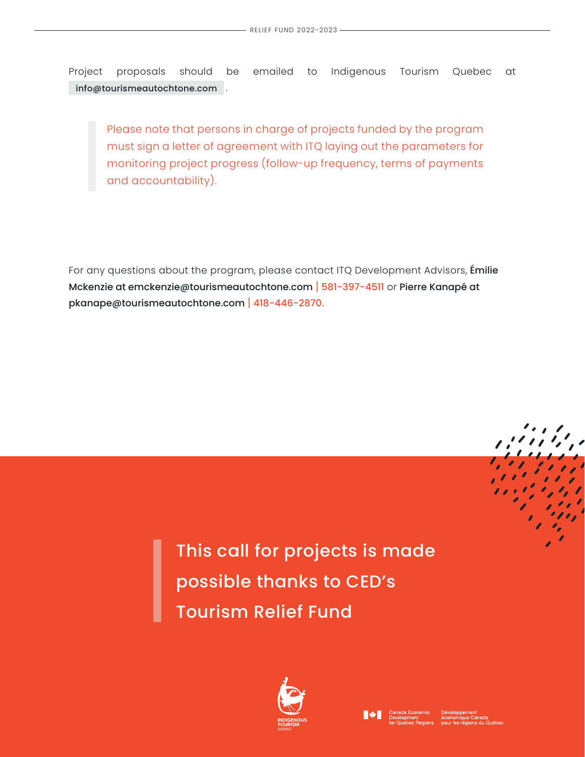Project proposals should be emailed to Indigenous Tourism Quebec at info@tourismeautochtone.com .

> Please note that persons in charge of projects funded by the program must sign a letter of agreement with ITQ laying out the parameters for monitoring project progress (follow-up frequency, terms of payments and accountability).

For any questions about the program, please contact ITQ Development Advisors, **Émilie Mckenzie at emckenzie@tourismeautochtone.com** | 581-397-4511 or **Pierre Kanapé at pkanape@tourismeautochtone.com** | 418-446-2870.

> This call for projects is made possible thanks to CED's Tourism Relief Fund

INDIGENOUS TOURISM QUÉBEC

Canada Economic Development for Quebec Regions
Développement économique Canada pour les régions du Québec